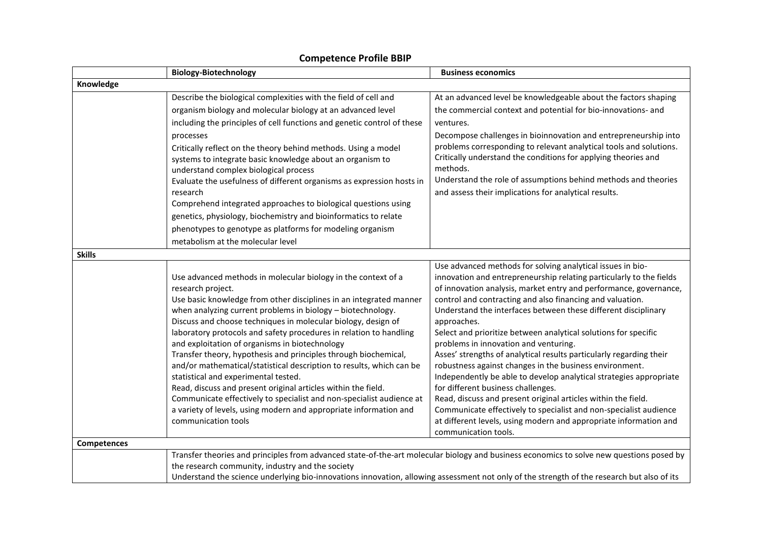# Competence Profile BBIP

| | Biology-Biotechnology | Business economics |
|---|---|---|
| **Knowledge** | | |
| | Describe the biological complexities with the field of cell and organism biology and molecular biology at an advanced level including the principles of cell functions and genetic control of these processes<br>Critically reflect on the theory behind methods. Using a model systems to integrate basic knowledge about an organism to understand complex biological process<br>Evaluate the usefulness of different organisms as expression hosts in research<br>Comprehend integrated approaches to biological questions using genetics, physiology, biochemistry and bioinformatics to relate phenotypes to genotype as platforms for modeling organism metabolism at the molecular level | At an advanced level be knowledgeable about the factors shaping the commercial context and potential for bio-innovations- and ventures.<br>Decompose challenges in bioinnovation and entrepreneurship into problems corresponding to relevant analytical tools and solutions. Critically understand the conditions for applying theories and methods.<br>Understand the role of assumptions behind methods and theories and assess their implications for analytical results. |
| **Skills** | | |
| | Use advanced methods in molecular biology in the context of a research project.<br>Use basic knowledge from other disciplines in an integrated manner when analyzing current problems in biology – biotechnology.<br>Discuss and choose techniques in molecular biology, design of laboratory protocols and safety procedures in relation to handling and exploitation of organisms in biotechnology<br>Transfer theory, hypothesis and principles through biochemical, and/or mathematical/statistical description to results, which can be statistical and experimental tested.<br>Read, discuss and present original articles within the field.<br>Communicate effectively to specialist and non-specialist audience at a variety of levels, using modern and appropriate information and communication tools | Use advanced methods for solving analytical issues in bio-innovation and entrepreneurship relating particularly to the fields of innovation analysis, market entry and performance, governance, control and contracting and also financing and valuation.<br>Understand the interfaces between these different disciplinary approaches.<br>Select and prioritize between analytical solutions for specific problems in innovation and venturing.<br>Asses' strengths of analytical results particularly regarding their robustness against changes in the business environment.<br>Independently be able to develop analytical strategies appropriate for different business challenges.<br>Read, discuss and present original articles within the field.<br>Communicate effectively to specialist and non-specialist audience at different levels, using modern and appropriate information and communication tools. |
| **Competences** | | |
| | Transfer theories and principles from advanced state-of-the-art molecular biology and business economics to solve new questions posed by the research community, industry and the society<br>Understand the science underlying bio-innovations innovation, allowing assessment not only of the strength of the research but also of its | |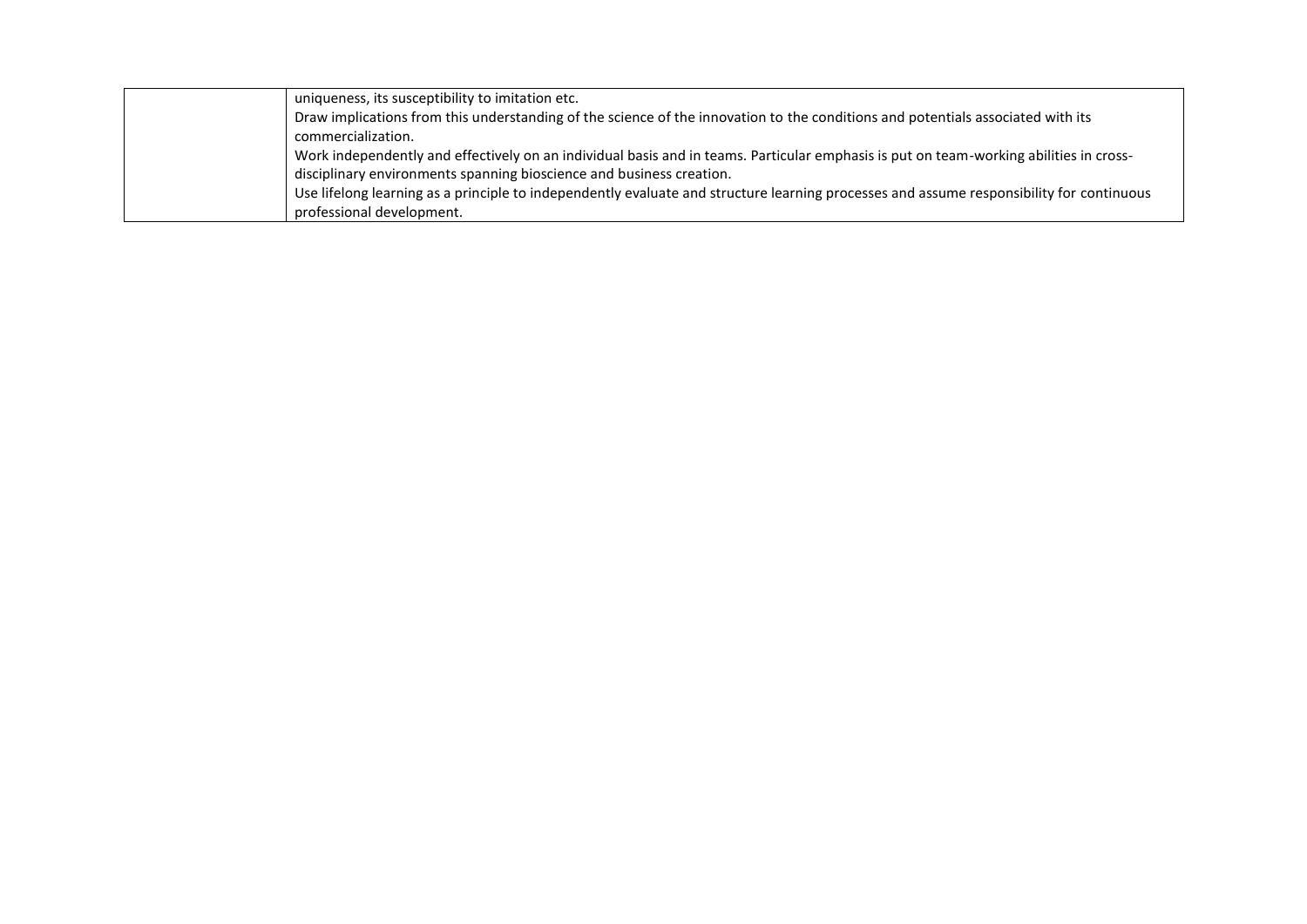| | |
|---|---|
| | uniqueness, its susceptibility to imitation etc.<br>Draw implications from this understanding of the science of the innovation to the conditions and potentials associated with its commercialization.<br>Work independently and effectively on an individual basis and in teams. Particular emphasis is put on team-working abilities in cross-disciplinary environments spanning bioscience and business creation.<br>Use lifelong learning as a principle to independently evaluate and structure learning processes and assume responsibility for continuous professional development. |